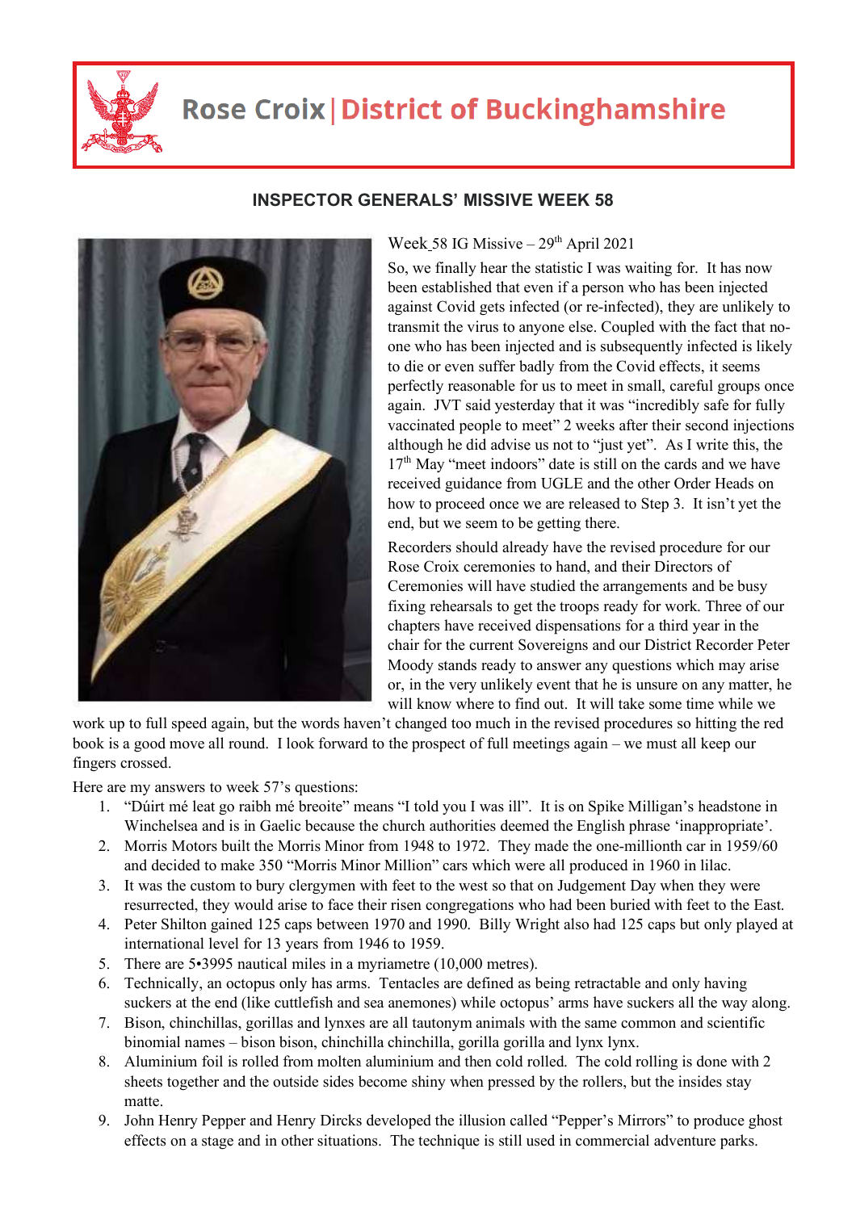# Rose Croix | District of Buckinghamshire

## INSPECTOR GENERALS' MISSIVE WEEK 58

Week 58 IG Missive – 29th April 2021

So, we finally hear the statistic I was waiting for. It has now been established that even if a person who has been injected against Covid gets infected (or re-infected), they are unlikely to transmit the virus to anyone else. Coupled with the fact that no-one who has been injected and is subsequently infected is likely to die or even suffer badly from the Covid effects, it seems perfectly reasonable for us to meet in small, careful groups once again. JVT said yesterday that it was "incredibly safe for fully vaccinated people to meet" 2 weeks after their second injections although he did advise us not to "just yet". As I write this, the 17th May "meet indoors" date is still on the cards and we have received guidance from UGLE and the other Order Heads on how to proceed once we are released to Step 3. It isn't yet the end, but we seem to be getting there.

Recorders should already have the revised procedure for our Rose Croix ceremonies to hand, and their Directors of Ceremonies will have studied the arrangements and be busy fixing rehearsals to get the troops ready for work. Three of our chapters have received dispensations for a third year in the chair for the current Sovereigns and our District Recorder Peter Moody stands ready to answer any questions which may arise or, in the very unlikely event that he is unsure on any matter, he will know where to find out. It will take some time while we work up to full speed again, but the words haven't changed too much in the revised procedures so hitting the red book is a good move all round. I look forward to the prospect of full meetings again – we must all keep our fingers crossed.

Here are my answers to week 57's questions:

1. "Dúirt mé leat go raibh mé breoite" means "I told you I was ill". It is on Spike Milligan's headstone in Winchelsea and is in Gaelic because the church authorities deemed the English phrase 'inappropriate'.
2. Morris Motors built the Morris Minor from 1948 to 1972. They made the one-millionth car in 1959/60 and decided to make 350 "Morris Minor Million" cars which were all produced in 1960 in lilac.
3. It was the custom to bury clergymen with feet to the west so that on Judgement Day when they were resurrected, they would arise to face their risen congregations who had been buried with feet to the East.
4. Peter Shilton gained 125 caps between 1970 and 1990. Billy Wright also had 125 caps but only played at international level for 13 years from 1946 to 1959.
5. There are 5•3995 nautical miles in a myriametre (10,000 metres).
6. Technically, an octopus only has arms. Tentacles are defined as being retractable and only having suckers at the end (like cuttlefish and sea anemones) while octopus' arms have suckers all the way along.
7. Bison, chinchillas, gorillas and lynxes are all tautonym animals with the same common and scientific binomial names – bison bison, chinchilla chinchilla, gorilla gorilla and lynx lynx.
8. Aluminium foil is rolled from molten aluminium and then cold rolled. The cold rolling is done with 2 sheets together and the outside sides become shiny when pressed by the rollers, but the insides stay matte.
9. John Henry Pepper and Henry Dircks developed the illusion called "Pepper's Mirrors" to produce ghost effects on a stage and in other situations. The technique is still used in commercial adventure parks.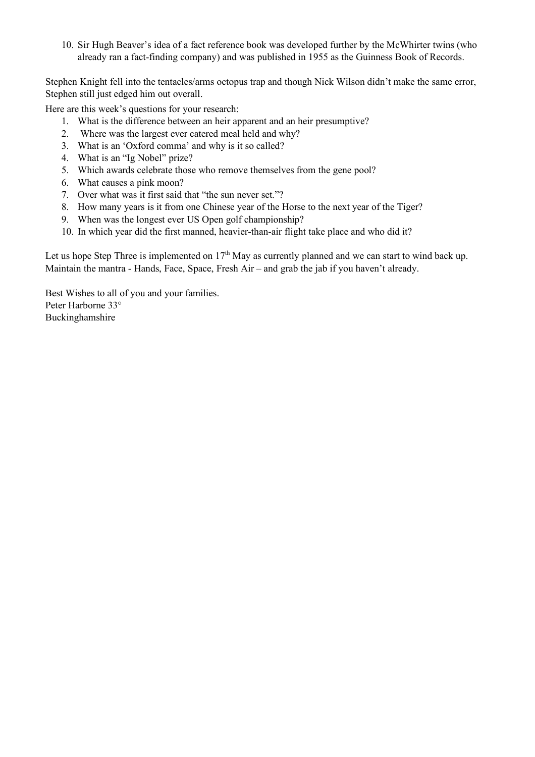10. Sir Hugh Beaver's idea of a fact reference book was developed further by the McWhirter twins (who already ran a fact-finding company) and was published in 1955 as the Guinness Book of Records.

Stephen Knight fell into the tentacles/arms octopus trap and though Nick Wilson didn't make the same error, Stephen still just edged him out overall.

Here are this week's questions for your research:

1. What is the difference between an heir apparent and an heir presumptive?
2. Where was the largest ever catered meal held and why?
3. What is an 'Oxford comma' and why is it so called?
4. What is an "Ig Nobel" prize?
5. Which awards celebrate those who remove themselves from the gene pool?
6. What causes a pink moon?
7. Over what was it first said that "the sun never set."?
8. How many years is it from one Chinese year of the Horse to the next year of the Tiger?
9. When was the longest ever US Open golf championship?
10. In which year did the first manned, heavier-than-air flight take place and who did it?

Let us hope Step Three is implemented on 17th May as currently planned and we can start to wind back up. Maintain the mantra - Hands, Face, Space, Fresh Air – and grab the jab if you haven't already.

Best Wishes to all of you and your families.
Peter Harborne 33°
Buckinghamshire